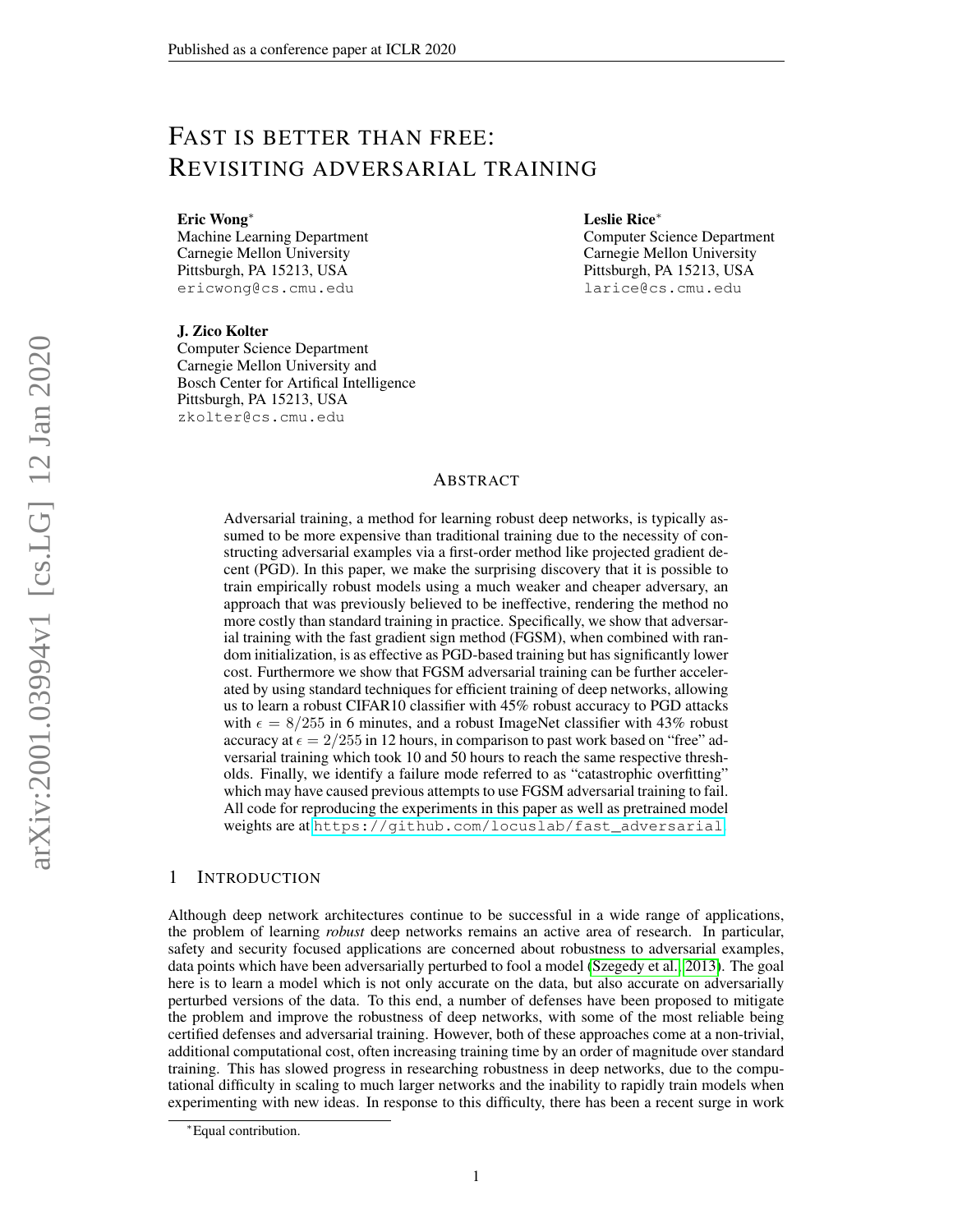# FAST IS BETTER THAN FREE: REVISITING ADVERSARIAL TRAINING

**Eric Wong**[*]
Machine Learning Department
Carnegie Mellon University
Pittsburgh, PA 15213, USA
ericwong@cs.cmu.edu

**Leslie Rice**[*]
Computer Science Department
Carnegie Mellon University
Pittsburgh, PA 15213, USA
larice@cs.cmu.edu

**J. Zico Kolter**
Computer Science Department
Carnegie Mellon University and
Bosch Center for Artifical Intelligence
Pittsburgh, PA 15213, USA
zkolter@cs.cmu.edu

## ABSTRACT

Adversarial training, a method for learning robust deep networks, is typically assumed to be more expensive than traditional training due to the necessity of constructing adversarial examples via a first-order method like projected gradient descent (PGD). In this paper, we make the surprising discovery that it is possible to train empirically robust models using a much weaker and cheaper adversary, an approach that was previously believed to be ineffective, rendering the method no more costly than standard training in practice. Specifically, we show that adversarial training with the fast gradient sign method (FGSM), when combined with random initialization, is as effective as PGD-based training but has significantly lower cost. Furthermore we show that FGSM adversarial training can be further accelerated by using standard techniques for efficient training of deep networks, allowing us to learn a robust CIFAR10 classifier with 45% robust accuracy to PGD attacks with $\epsilon = 8/255$ in 6 minutes, and a robust ImageNet classifier with 43% robust accuracy at $\epsilon = 2/255$ in 12 hours, in comparison to past work based on "free" adversarial training which took 10 and 50 hours to reach the same respective thresholds. Finally, we identify a failure mode referred to as "catastrophic overfitting" which may have caused previous attempts to use FGSM adversarial training to fail. All code for reproducing the experiments in this paper as well as pretrained model weights are at https://github.com/locuslab/fast_adversarial.

## 1 INTRODUCTION

Although deep network architectures continue to be successful in a wide range of applications, the problem of learning *robust* deep networks remains an active area of research. In particular, safety and security focused applications are concerned about robustness to adversarial examples, data points which have been adversarially perturbed to fool a model (Szegedy et al., 2013). The goal here is to learn a model which is not only accurate on the data, but also accurate on adversarially perturbed versions of the data. To this end, a number of defenses have been proposed to mitigate the problem and improve the robustness of deep networks, with some of the most reliable being certified defenses and adversarial training. However, both of these approaches come at a non-trivial, additional computational cost, often increasing training time by an order of magnitude over standard training. This has slowed progress in researching robustness in deep networks, due to the computational difficulty in scaling to much larger networks and the inability to rapidly train models when experimenting with new ideas. In response to this difficulty, there has been a recent surge in work

[*]Equal contribution.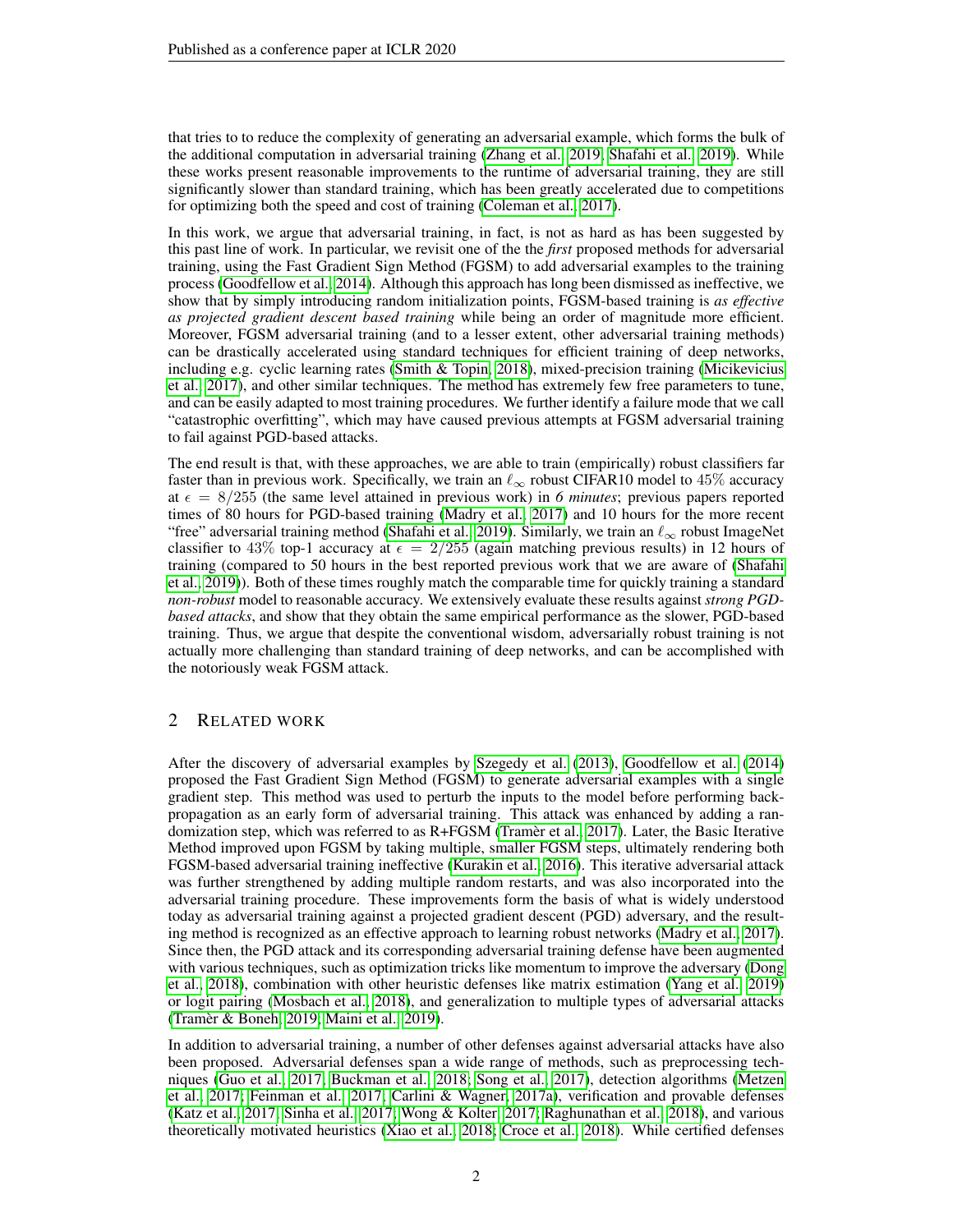that tries to to reduce the complexity of generating an adversarial example, which forms the bulk of the additional computation in adversarial training (Zhang et al., 2019; Shafahi et al., 2019). While these works present reasonable improvements to the runtime of adversarial training, they are still significantly slower than standard training, which has been greatly accelerated due to competitions for optimizing both the speed and cost of training (Coleman et al., 2017).

In this work, we argue that adversarial training, in fact, is not as hard as has been suggested by this past line of work. In particular, we revisit one of the the *first* proposed methods for adversarial training, using the Fast Gradient Sign Method (FGSM) to add adversarial examples to the training process (Goodfellow et al., 2014). Although this approach has long been dismissed as ineffective, we show that by simply introducing random initialization points, FGSM-based training is *as effective as projected gradient descent based training* while being an order of magnitude more efficient. Moreover, FGSM adversarial training (and to a lesser extent, other adversarial training methods) can be drastically accelerated using standard techniques for efficient training of deep networks, including e.g. cyclic learning rates (Smith & Topin, 2018), mixed-precision training (Micikevicius et al., 2017), and other similar techniques. The method has extremely few free parameters to tune, and can be easily adapted to most training procedures. We further identify a failure mode that we call "catastrophic overfitting", which may have caused previous attempts at FGSM adversarial training to fail against PGD-based attacks.

The end result is that, with these approaches, we are able to train (empirically) robust classifiers far faster than in previous work. Specifically, we train an $\ell_\infty$ robust CIFAR10 model to 45% accuracy at $\epsilon = 8/255$ (the same level attained in previous work) in *6 minutes*; previous papers reported times of 80 hours for PGD-based training (Madry et al., 2017) and 10 hours for the more recent "free" adversarial training method (Shafahi et al., 2019). Similarly, we train an $\ell_\infty$ robust ImageNet classifier to 43% top-1 accuracy at $\epsilon = 2/255$ (again matching previous results) in 12 hours of training (compared to 50 hours in the best reported previous work that we are aware of (Shafahi et al., 2019)). Both of these times roughly match the comparable time for quickly training a standard *non-robust* model to reasonable accuracy. We extensively evaluate these results against *strong PGD-based attacks*, and show that they obtain the same empirical performance as the slower, PGD-based training. Thus, we argue that despite the conventional wisdom, adversarially robust training is not actually more challenging than standard training of deep networks, and can be accomplished with the notoriously weak FGSM attack.

## 2 Related work

After the discovery of adversarial examples by Szegedy et al. (2013), Goodfellow et al. (2014) proposed the Fast Gradient Sign Method (FGSM) to generate adversarial examples with a single gradient step. This method was used to perturb the inputs to the model before performing backpropagation as an early form of adversarial training. This attack was enhanced by adding a randomization step, which was referred to as R+FGSM (Tramèr et al., 2017). Later, the Basic Iterative Method improved upon FGSM by taking multiple, smaller FGSM steps, ultimately rendering both FGSM-based adversarial training ineffective (Kurakin et al., 2016). This iterative adversarial attack was further strengthened by adding multiple random restarts, and was also incorporated into the adversarial training procedure. These improvements form the basis of what is widely understood today as adversarial training against a projected gradient descent (PGD) adversary, and the resulting method is recognized as an effective approach to learning robust networks (Madry et al., 2017). Since then, the PGD attack and its corresponding adversarial training defense have been augmented with various techniques, such as optimization tricks like momentum to improve the adversary (Dong et al., 2018), combination with other heuristic defenses like matrix estimation (Yang et al., 2019) or logit pairing (Mosbach et al., 2018), and generalization to multiple types of adversarial attacks (Tramèr & Boneh, 2019; Maini et al., 2019).

In addition to adversarial training, a number of other defenses against adversarial attacks have also been proposed. Adversarial defenses span a wide range of methods, such as preprocessing techniques (Guo et al., 2017; Buckman et al., 2018; Song et al., 2017), detection algorithms (Metzen et al., 2017; Feinman et al., 2017; Carlini & Wagner, 2017a), verification and provable defenses (Katz et al., 2017; Sinha et al., 2017; Wong & Kolter, 2017; Raghunathan et al., 2018), and various theoretically motivated heuristics (Xiao et al., 2018; Croce et al., 2018). While certified defenses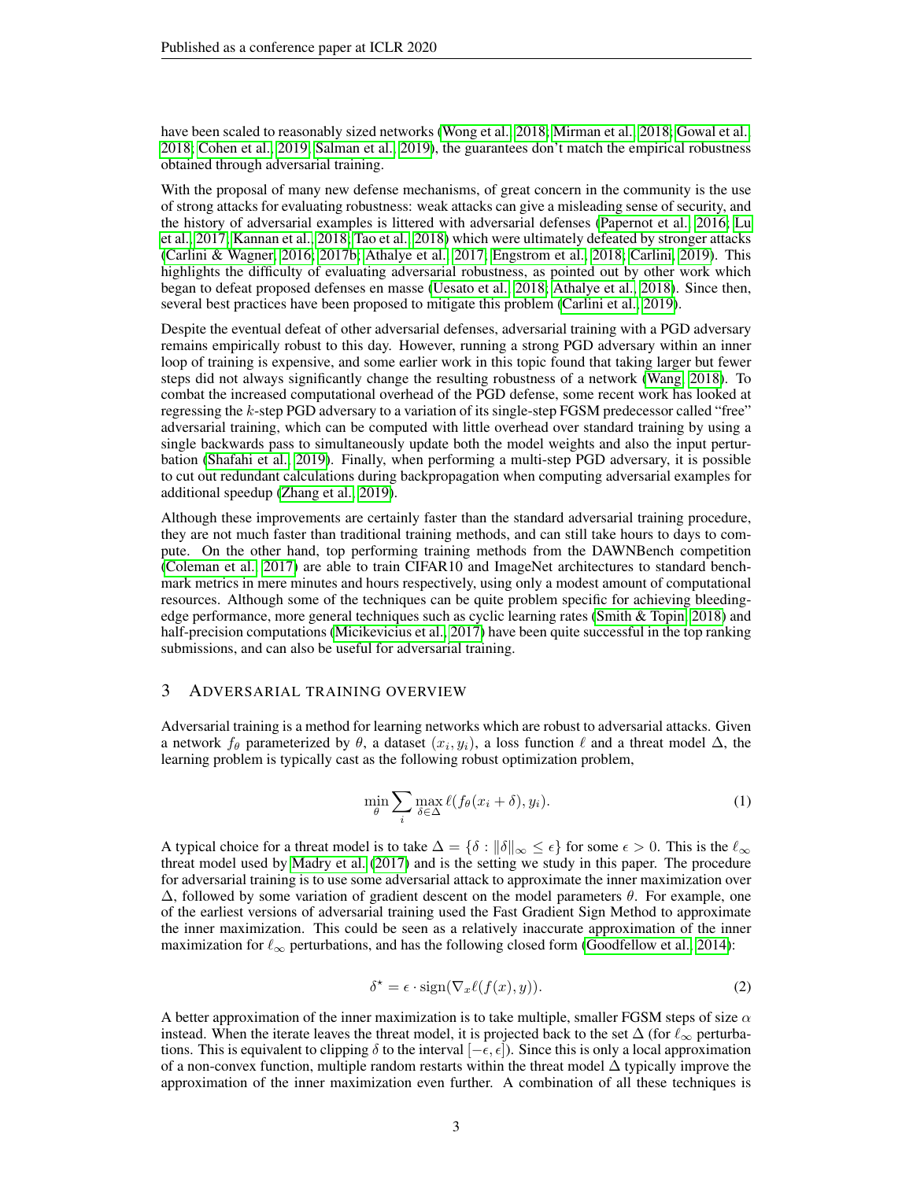have been scaled to reasonably sized networks (Wong et al., 2018; Mirman et al., 2018; Gowal et al., 2018; Cohen et al., 2019; Salman et al., 2019), the guarantees don't match the empirical robustness obtained through adversarial training.

With the proposal of many new defense mechanisms, of great concern in the community is the use of strong attacks for evaluating robustness: weak attacks can give a misleading sense of security, and the history of adversarial examples is littered with adversarial defenses (Papernot et al., 2016; Lu et al., 2017; Kannan et al., 2018; Tao et al., 2018) which were ultimately defeated by stronger attacks (Carlini & Wagner, 2016; 2017b; Athalye et al., 2017; Engstrom et al., 2018; Carlini, 2019). This highlights the difficulty of evaluating adversarial robustness, as pointed out by other work which began to defeat proposed defenses en masse (Uesato et al., 2018; Athalye et al., 2018). Since then, several best practices have been proposed to mitigate this problem (Carlini et al., 2019).

Despite the eventual defeat of other adversarial defenses, adversarial training with a PGD adversary remains empirically robust to this day. However, running a strong PGD adversary within an inner loop of training is expensive, and some earlier work in this topic found that taking larger but fewer steps did not always significantly change the resulting robustness of a network (Wang, 2018). To combat the increased computational overhead of the PGD defense, some recent work has looked at regressing the $k$-step PGD adversary to a variation of its single-step FGSM predecessor called "free" adversarial training, which can be computed with little overhead over standard training by using a single backwards pass to simultaneously update both the model weights and also the input perturbation (Shafahi et al., 2019). Finally, when performing a multi-step PGD adversary, it is possible to cut out redundant calculations during backpropagation when computing adversarial examples for additional speedup (Zhang et al., 2019).

Although these improvements are certainly faster than the standard adversarial training procedure, they are not much faster than traditional training methods, and can still take hours to days to compute. On the other hand, top performing training methods from the DAWNBench competition (Coleman et al., 2017) are able to train CIFAR10 and ImageNet architectures to standard benchmark metrics in mere minutes and hours respectively, using only a modest amount of computational resources. Although some of the techniques can be quite problem specific for achieving bleeding-edge performance, more general techniques such as cyclic learning rates (Smith & Topin, 2018) and half-precision computations (Micikevicius et al., 2017) have been quite successful in the top ranking submissions, and can also be useful for adversarial training.

## 3 Adversarial training overview

Adversarial training is a method for learning networks which are robust to adversarial attacks. Given a network $f_\theta$ parameterized by $\theta$, a dataset $(x_i, y_i)$, a loss function $\ell$ and a threat model $\Delta$, the learning problem is typically cast as the following robust optimization problem,

$$\min_\theta \sum_i \max_{\delta \in \Delta} \ell(f_\theta(x_i + \delta), y_i). \tag{1}$$

A typical choice for a threat model is to take $\Delta = \{\delta : \|\delta\|_\infty \leq \epsilon\}$ for some $\epsilon > 0$. This is the $\ell_\infty$ threat model used by Madry et al. (2017) and is the setting we study in this paper. The procedure for adversarial training is to use some adversarial attack to approximate the inner maximization over $\Delta$, followed by some variation of gradient descent on the model parameters $\theta$. For example, one of the earliest versions of adversarial training used the Fast Gradient Sign Method to approximate the inner maximization. This could be seen as a relatively inaccurate approximation of the inner maximization for $\ell_\infty$ perturbations, and has the following closed form (Goodfellow et al., 2014):

$$\delta^\star = \epsilon \cdot \mathrm{sign}(\nabla_x \ell(f(x), y)). \tag{2}$$

A better approximation of the inner maximization is to take multiple, smaller FGSM steps of size $\alpha$ instead. When the iterate leaves the threat model, it is projected back to the set $\Delta$ (for $\ell_\infty$ perturbations. This is equivalent to clipping $\delta$ to the interval $[-\epsilon, \epsilon]$). Since this is only a local approximation of a non-convex function, multiple random restarts within the threat model $\Delta$ typically improve the approximation of the inner maximization even further. A combination of all these techniques is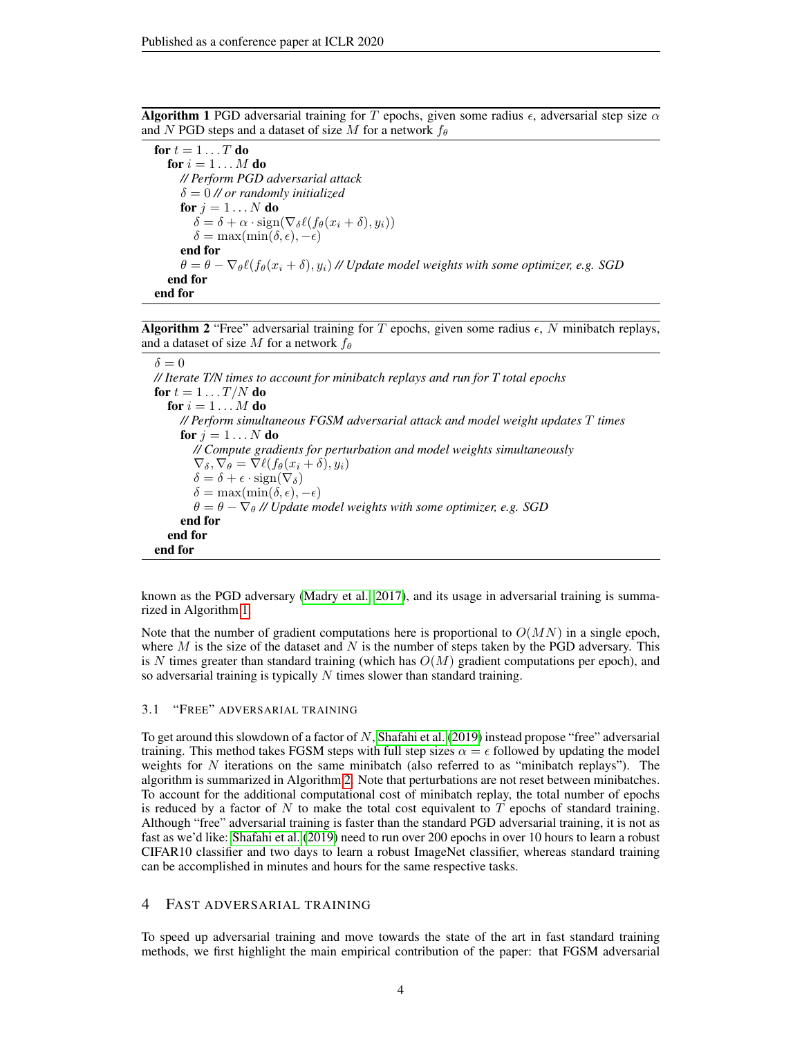**Algorithm 1** PGD adversarial training for $T$ epochs, given some radius $\epsilon$, adversarial step size $\alpha$ and $N$ PGD steps and a dataset of size $M$ for a network $f_\theta$

```
for t = 1 ... T do
  for i = 1 ... M do
    // Perform PGD adversarial attack
    δ = 0 // or randomly initialized
    for j = 1 ... N do
      δ = δ + α · sign(∇_δ ℓ(f_θ(x_i + δ), y_i))
      δ = max(min(δ, ε), −ε)
    end for
    θ = θ − ∇_θ ℓ(f_θ(x_i + δ), y_i) // Update model weights with some optimizer, e.g. SGD
  end for
end for
```

**Algorithm 2** "Free" adversarial training for $T$ epochs, given some radius $\epsilon$, $N$ minibatch replays, and a dataset of size $M$ for a network $f_\theta$

```
δ = 0
// Iterate T/N times to account for minibatch replays and run for T total epochs
for t = 1 ... T/N do
  for i = 1 ... M do
    // Perform simultaneous FGSM adversarial attack and model weight updates T times
    for j = 1 ... N do
      // Compute gradients for perturbation and model weights simultaneously
      ∇_δ, ∇_θ = ∇ℓ(f_θ(x_i + δ), y_i)
      δ = δ + ε · sign(∇_δ)
      δ = max(min(δ, ε), −ε)
      θ = θ − ∇_θ // Update model weights with some optimizer, e.g. SGD
    end for
  end for
end for
```

known as the PGD adversary (Madry et al., 2017), and its usage in adversarial training is summarized in Algorithm 1.

Note that the number of gradient computations here is proportional to $O(MN)$ in a single epoch, where $M$ is the size of the dataset and $N$ is the number of steps taken by the PGD adversary. This is $N$ times greater than standard training (which has $O(M)$ gradient computations per epoch), and so adversarial training is typically $N$ times slower than standard training.

### 3.1 "Free" adversarial training

To get around this slowdown of a factor of $N$, Shafahi et al. (2019) instead propose "free" adversarial training. This method takes FGSM steps with full step sizes $\alpha = \epsilon$ followed by updating the model weights for $N$ iterations on the same minibatch (also referred to as "minibatch replays"). The algorithm is summarized in Algorithm 2. Note that perturbations are not reset between minibatches. To account for the additional computational cost of minibatch replay, the total number of epochs is reduced by a factor of $N$ to make the total cost equivalent to $T$ epochs of standard training. Although "free" adversarial training is faster than the standard PGD adversarial training, it is not as fast as we'd like: Shafahi et al. (2019) need to run over 200 epochs in over 10 hours to learn a robust CIFAR10 classifier and two days to learn a robust ImageNet classifier, whereas standard training can be accomplished in minutes and hours for the same respective tasks.

## 4 Fast adversarial training

To speed up adversarial training and move towards the state of the art in fast standard training methods, we first highlight the main empirical contribution of the paper: that FGSM adversarial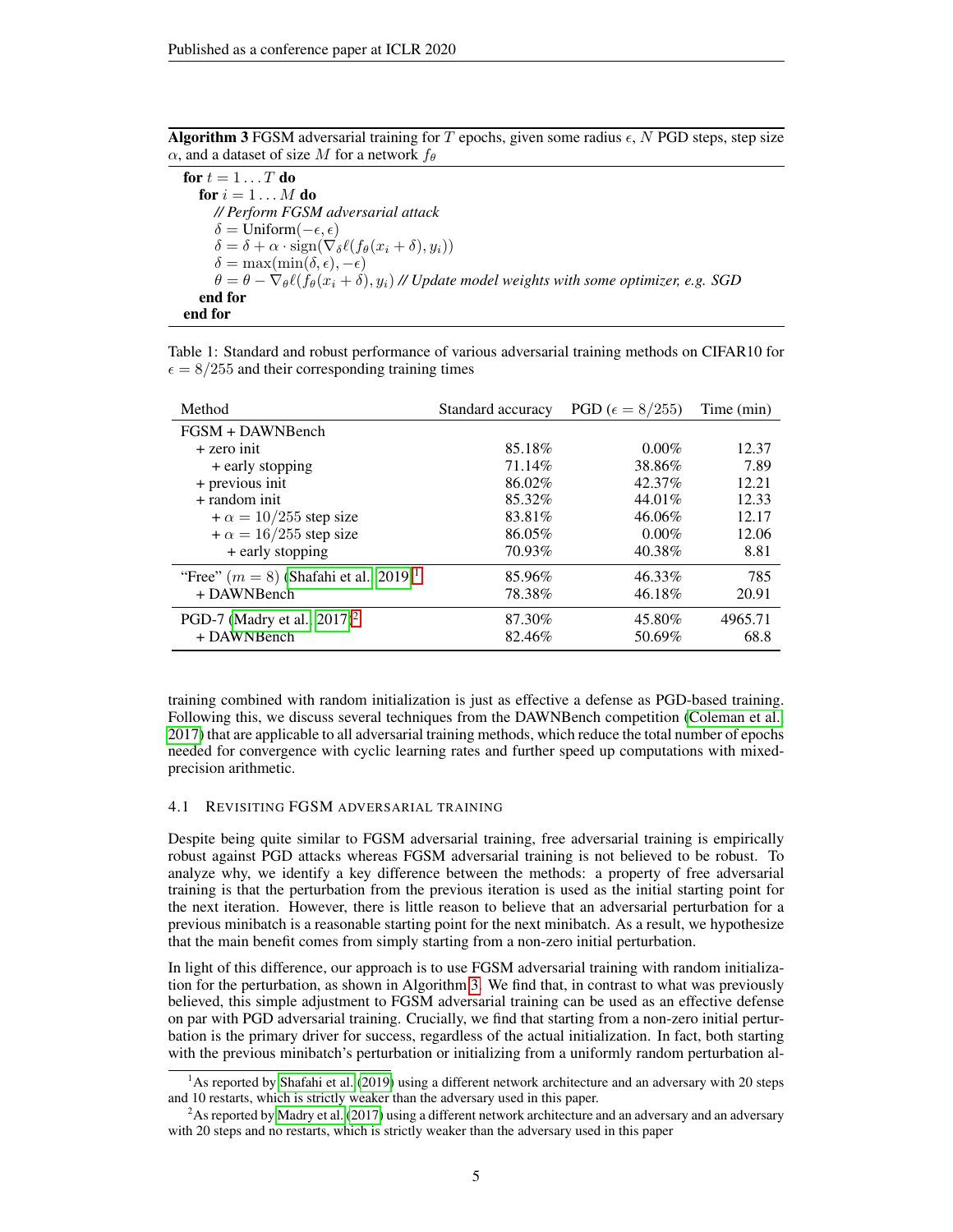**Algorithm 3** FGSM adversarial training for $T$ epochs, given some radius $\epsilon$, $N$ PGD steps, step size $\alpha$, and a dataset of size $M$ for a network $f_\theta$

```
for t = 1 ... T do
  for i = 1 ... M do
    // Perform FGSM adversarial attack
    δ = Uniform(−ε, ε)
    δ = δ + α · sign(∇_δ ℓ(f_θ(x_i + δ), y_i))
    δ = max(min(δ, ε), −ε)
    θ = θ − ∇_θ ℓ(f_θ(x_i + δ), y_i) // Update model weights with some optimizer, e.g. SGD
  end for
end for
```

Table 1: Standard and robust performance of various adversarial training methods on CIFAR10 for $\epsilon = 8/255$ and their corresponding training times

| Method | Standard accuracy | PGD ($\epsilon = 8/255$) | Time (min) |
|---|---|---|---|
| FGSM + DAWNBench | | | |
| + zero init | 85.18% | 0.00% | 12.37 |
| + early stopping | 71.14% | 38.86% | 7.89 |
| + previous init | 86.02% | 42.37% | 12.21 |
| + random init | 85.32% | 44.01% | 12.33 |
| + $\alpha = 10/255$ step size | 83.81% | 46.06% | 12.17 |
| + $\alpha = 16/255$ step size | 86.05% | 0.00% | 12.06 |
| + early stopping | 70.93% | 40.38% | 8.81 |
| "Free" ($m = 8$) (Shafahi et al., 2019)[1] | 85.96% | 46.33% | 785 |
| + DAWNBench | 78.38% | 46.18% | 20.91 |
| PGD-7 (Madry et al., 2017)[2] | 87.30% | 45.80% | 4965.71 |
| + DAWNBench | 82.46% | 50.69% | 68.8 |

training combined with random initialization is just as effective a defense as PGD-based training. Following this, we discuss several techniques from the DAWNBench competition (Coleman et al., 2017) that are applicable to all adversarial training methods, which reduce the total number of epochs needed for convergence with cyclic learning rates and further speed up computations with mixed-precision arithmetic.

### 4.1 Revisiting FGSM adversarial training

Despite being quite similar to FGSM adversarial training, free adversarial training is empirically robust against PGD attacks whereas FGSM adversarial training is not believed to be robust. To analyze why, we identify a key difference between the methods: a property of free adversarial training is that the perturbation from the previous iteration is used as the initial starting point for the next iteration. However, there is little reason to believe that an adversarial perturbation for a previous minibatch is a reasonable starting point for the next minibatch. As a result, we hypothesize that the main benefit comes from simply starting from a non-zero initial perturbation.

In light of this difference, our approach is to use FGSM adversarial training with random initialization for the perturbation, as shown in Algorithm 3. We find that, in contrast to what was previously believed, this simple adjustment to FGSM adversarial training can be used as an effective defense on par with PGD adversarial training. Crucially, we find that starting from a non-zero initial perturbation is the primary driver for success, regardless of the actual initialization. In fact, both starting with the previous minibatch's perturbation or initializing from a uniformly random perturbation al-

[1] As reported by Shafahi et al. (2019) using a different network architecture and an adversary with 20 steps and 10 restarts, which is strictly weaker than the adversary used in this paper.

[2] As reported by Madry et al. (2017) using a different network architecture and an adversary and an adversary with 20 steps and no restarts, which is strictly weaker than the adversary used in this paper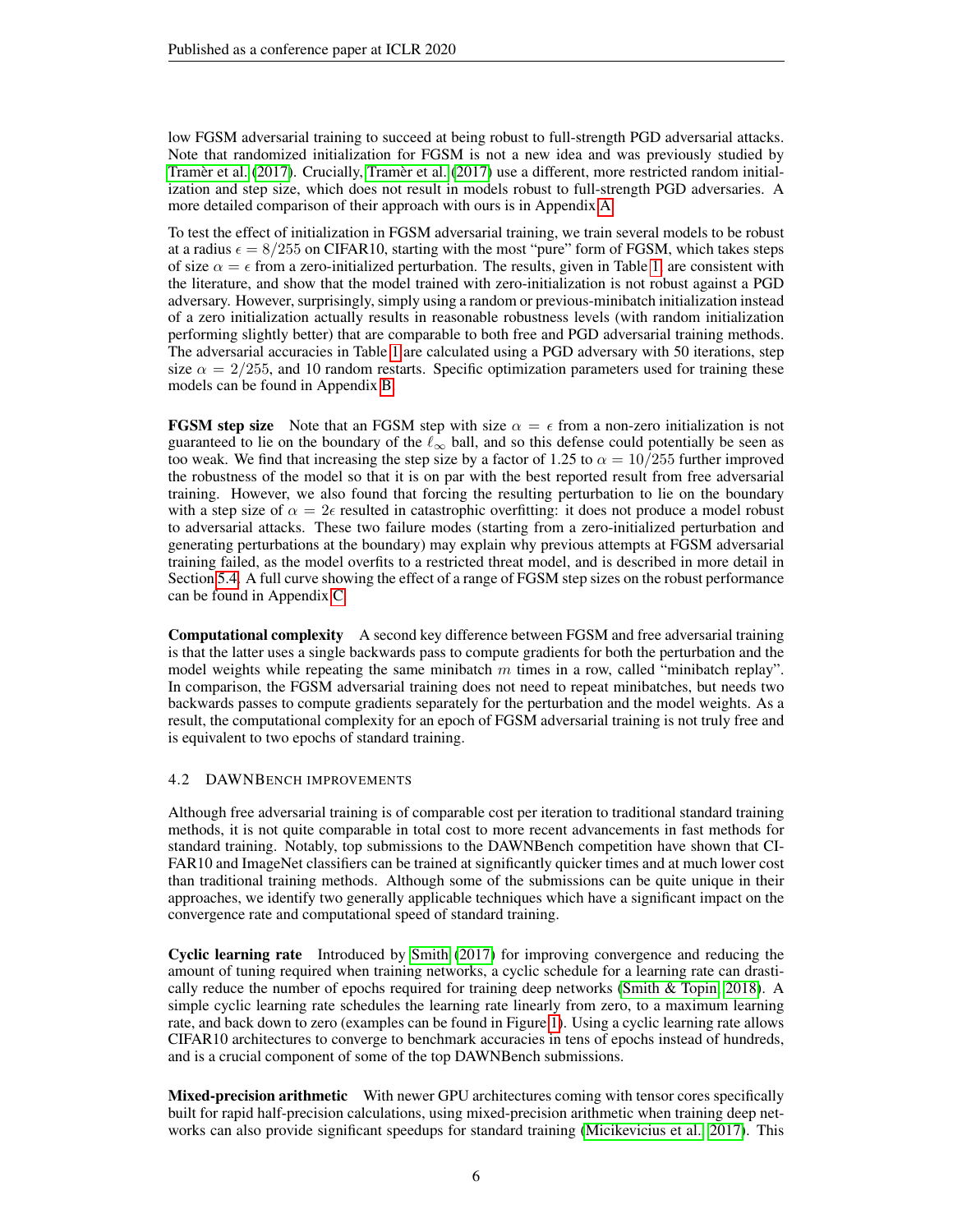low FGSM adversarial training to succeed at being robust to full-strength PGD adversarial attacks. Note that randomized initialization for FGSM is not a new idea and was previously studied by Tramèr et al. (2017). Crucially, Tramèr et al. (2017) use a different, more restricted random initialization and step size, which does not result in models robust to full-strength PGD adversaries. A more detailed comparison of their approach with ours is in Appendix A.

To test the effect of initialization in FGSM adversarial training, we train several models to be robust at a radius $\epsilon = 8/255$ on CIFAR10, starting with the most "pure" form of FGSM, which takes steps of size $\alpha = \epsilon$ from a zero-initialized perturbation. The results, given in Table 1, are consistent with the literature, and show that the model trained with zero-initialization is not robust against a PGD adversary. However, surprisingly, simply using a random or previous-minibatch initialization instead of a zero initialization actually results in reasonable robustness levels (with random initialization performing slightly better) that are comparable to both free and PGD adversarial training methods. The adversarial accuracies in Table 1 are calculated using a PGD adversary with 50 iterations, step size $\alpha = 2/255$, and 10 random restarts. Specific optimization parameters used for training these models can be found in Appendix B.

**FGSM step size** Note that an FGSM step with size $\alpha = \epsilon$ from a non-zero initialization is not guaranteed to lie on the boundary of the $\ell_\infty$ ball, and so this defense could potentially be seen as too weak. We find that increasing the step size by a factor of 1.25 to $\alpha = 10/255$ further improved the robustness of the model so that it is on par with the best reported result from free adversarial training. However, we also found that forcing the resulting perturbation to lie on the boundary with a step size of $\alpha = 2\epsilon$ resulted in catastrophic overfitting: it does not produce a model robust to adversarial attacks. These two failure modes (starting from a zero-initialized perturbation and generating perturbations at the boundary) may explain why previous attempts at FGSM adversarial training failed, as the model overfits to a restricted threat model, and is described in more detail in Section 5.4. A full curve showing the effect of a range of FGSM step sizes on the robust performance can be found in Appendix C.

**Computational complexity** A second key difference between FGSM and free adversarial training is that the latter uses a single backwards pass to compute gradients for both the perturbation and the model weights while repeating the same minibatch $m$ times in a row, called "minibatch replay". In comparison, the FGSM adversarial training does not need to repeat minibatches, but needs two backwards passes to compute gradients separately for the perturbation and the model weights. As a result, the computational complexity for an epoch of FGSM adversarial training is not truly free and is equivalent to two epochs of standard training.

### 4.2 DAWNBench improvements

Although free adversarial training is of comparable cost per iteration to traditional standard training methods, it is not quite comparable in total cost to more recent advancements in fast methods for standard training. Notably, top submissions to the DAWNBench competition have shown that CIFAR10 and ImageNet classifiers can be trained at significantly quicker times and at much lower cost than traditional training methods. Although some of the submissions can be quite unique in their approaches, we identify two generally applicable techniques which have a significant impact on the convergence rate and computational speed of standard training.

**Cyclic learning rate** Introduced by Smith (2017) for improving convergence and reducing the amount of tuning required when training networks, a cyclic schedule for a learning rate can drastically reduce the number of epochs required for training deep networks (Smith & Topin, 2018). A simple cyclic learning rate schedules the learning rate linearly from zero, to a maximum learning rate, and back down to zero (examples can be found in Figure 1). Using a cyclic learning rate allows CIFAR10 architectures to converge to benchmark accuracies in tens of epochs instead of hundreds, and is a crucial component of some of the top DAWNBench submissions.

**Mixed-precision arithmetic** With newer GPU architectures coming with tensor cores specifically built for rapid half-precision calculations, using mixed-precision arithmetic when training deep networks can also provide significant speedups for standard training (Micikevicius et al., 2017). This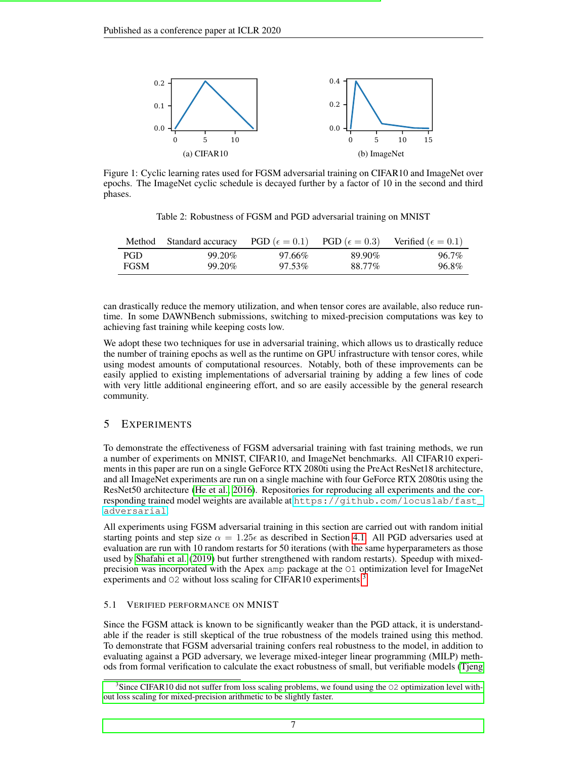Figure 1: Cyclic learning rates used for FGSM adversarial training on CIFAR10 and ImageNet over epochs. The ImageNet cyclic schedule is decayed further by a factor of 10 in the second and third phases.

Table 2: Robustness of FGSM and PGD adversarial training on MNIST

| Method | Standard accuracy | PGD ($\epsilon = 0.1$) | PGD ($\epsilon = 0.3$) | Verified ($\epsilon = 0.1$) |
|---|---|---|---|---|
| PGD | 99.20% | 97.66% | 89.90% | 96.7% |
| FGSM | 99.20% | 97.53% | 88.77% | 96.8% |

can drastically reduce the memory utilization, and when tensor cores are available, also reduce runtime. In some DAWNBench submissions, switching to mixed-precision computations was key to achieving fast training while keeping costs low.

We adopt these two techniques for use in adversarial training, which allows us to drastically reduce the number of training epochs as well as the runtime on GPU infrastructure with tensor cores, while using modest amounts of computational resources. Notably, both of these improvements can be easily applied to existing implementations of adversarial training by adding a few lines of code with very little additional engineering effort, and so are easily accessible by the general research community.

## 5 Experiments

To demonstrate the effectiveness of FGSM adversarial training with fast training methods, we run a number of experiments on MNIST, CIFAR10, and ImageNet benchmarks. All CIFAR10 experiments in this paper are run on a single GeForce RTX 2080ti using the PreAct ResNet18 architecture, and all ImageNet experiments are run on a single machine with four GeForce RTX 2080tis using the ResNet50 architecture (He et al., 2016). Repositories for reproducing all experiments and the corresponding trained model weights are available at `https://github.com/locuslab/fast_adversarial`.

All experiments using FGSM adversarial training in this section are carried out with random initial starting points and step size $\alpha = 1.25\epsilon$ as described in Section 4.1. All PGD adversaries used at evaluation are run with 10 random restarts for 50 iterations (with the same hyperparameters as those used by Shafahi et al. (2019) but further strengthened with random restarts). Speedup with mixed-precision was incorporated with the Apex `amp` package at the `O1` optimization level for ImageNet experiments and `O2` without loss scaling for CIFAR10 experiments.[3]

### 5.1 Verified performance on MNIST

Since the FGSM attack is known to be significantly weaker than the PGD attack, it is understandable if the reader is still skeptical of the true robustness of the models trained using this method. To demonstrate that FGSM adversarial training confers real robustness to the model, in addition to evaluating against a PGD adversary, we leverage mixed-integer linear programming (MILP) methods from formal verification to calculate the exact robustness of small, but verifiable models (Tjeng

[3] Since CIFAR10 did not suffer from loss scaling problems, we found using the `O2` optimization level without loss scaling for mixed-precision arithmetic to be slightly faster.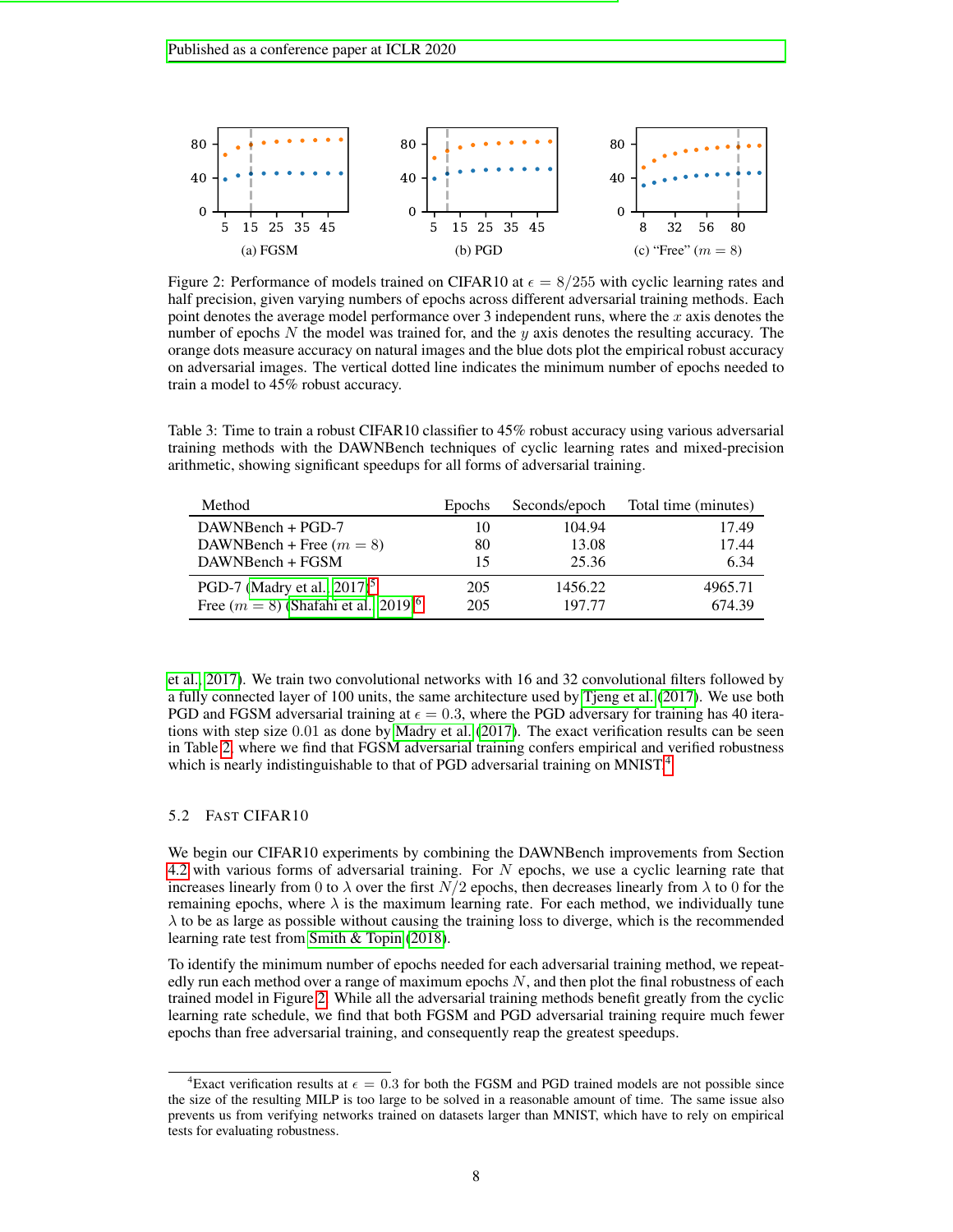Figure 2: Performance of models trained on CIFAR10 at $\epsilon = 8/255$ with cyclic learning rates and half precision, given varying numbers of epochs across different adversarial training methods. Each point denotes the average model performance over 3 independent runs, where the $x$ axis denotes the number of epochs $N$ the model was trained for, and the $y$ axis denotes the resulting accuracy. The orange dots measure accuracy on natural images and the blue dots plot the empirical robust accuracy on adversarial images. The vertical dotted line indicates the minimum number of epochs needed to train a model to 45% robust accuracy.

Table 3: Time to train a robust CIFAR10 classifier to 45% robust accuracy using various adversarial training methods with the DAWNBench techniques of cyclic learning rates and mixed-precision arithmetic, showing significant speedups for all forms of adversarial training.

| Method | Epochs | Seconds/epoch | Total time (minutes) |
|---|---|---|---|
| DAWNBench + PGD-7 | 10 | 104.94 | 17.49 |
| DAWNBench + Free ($m = 8$) | 80 | 13.08 | 17.44 |
| DAWNBench + FGSM | 15 | 25.36 | 6.34 |
| PGD-7 (Madry et al., 2017)[5] | 205 | 1456.22 | 4965.71 |
| Free ($m = 8$) (Shafahi et al., 2019)[6] | 205 | 197.77 | 674.39 |

et al., 2017). We train two convolutional networks with 16 and 32 convolutional filters followed by a fully connected layer of 100 units, the same architecture used by Tjeng et al. (2017). We use both PGD and FGSM adversarial training at $\epsilon = 0.3$, where the PGD adversary for training has 40 iterations with step size 0.01 as done by Madry et al. (2017). The exact verification results can be seen in Table 2, where we find that FGSM adversarial training confers empirical and verified robustness which is nearly indistinguishable to that of PGD adversarial training on MNIST.[4]

### 5.2 Fast CIFAR10

We begin our CIFAR10 experiments by combining the DAWNBench improvements from Section 4.2 with various forms of adversarial training. For $N$ epochs, we use a cyclic learning rate that increases linearly from 0 to $\lambda$ over the first $N/2$ epochs, then decreases linearly from $\lambda$ to 0 for the remaining epochs, where $\lambda$ is the maximum learning rate. For each method, we individually tune $\lambda$ to be as large as possible without causing the training loss to diverge, which is the recommended learning rate test from Smith & Topin (2018).

To identify the minimum number of epochs needed for each adversarial training method, we repeatedly run each method over a range of maximum epochs $N$, and then plot the final robustness of each trained model in Figure 2. While all the adversarial training methods benefit greatly from the cyclic learning rate schedule, we find that both FGSM and PGD adversarial training require much fewer epochs than free adversarial training, and consequently reap the greatest speedups.

[4] Exact verification results at $\epsilon = 0.3$ for both the FGSM and PGD trained models are not possible since the size of the resulting MILP is too large to be solved in a reasonable amount of time. The same issue also prevents us from verifying networks trained on datasets larger than MNIST, which have to rely on empirical tests for evaluating robustness.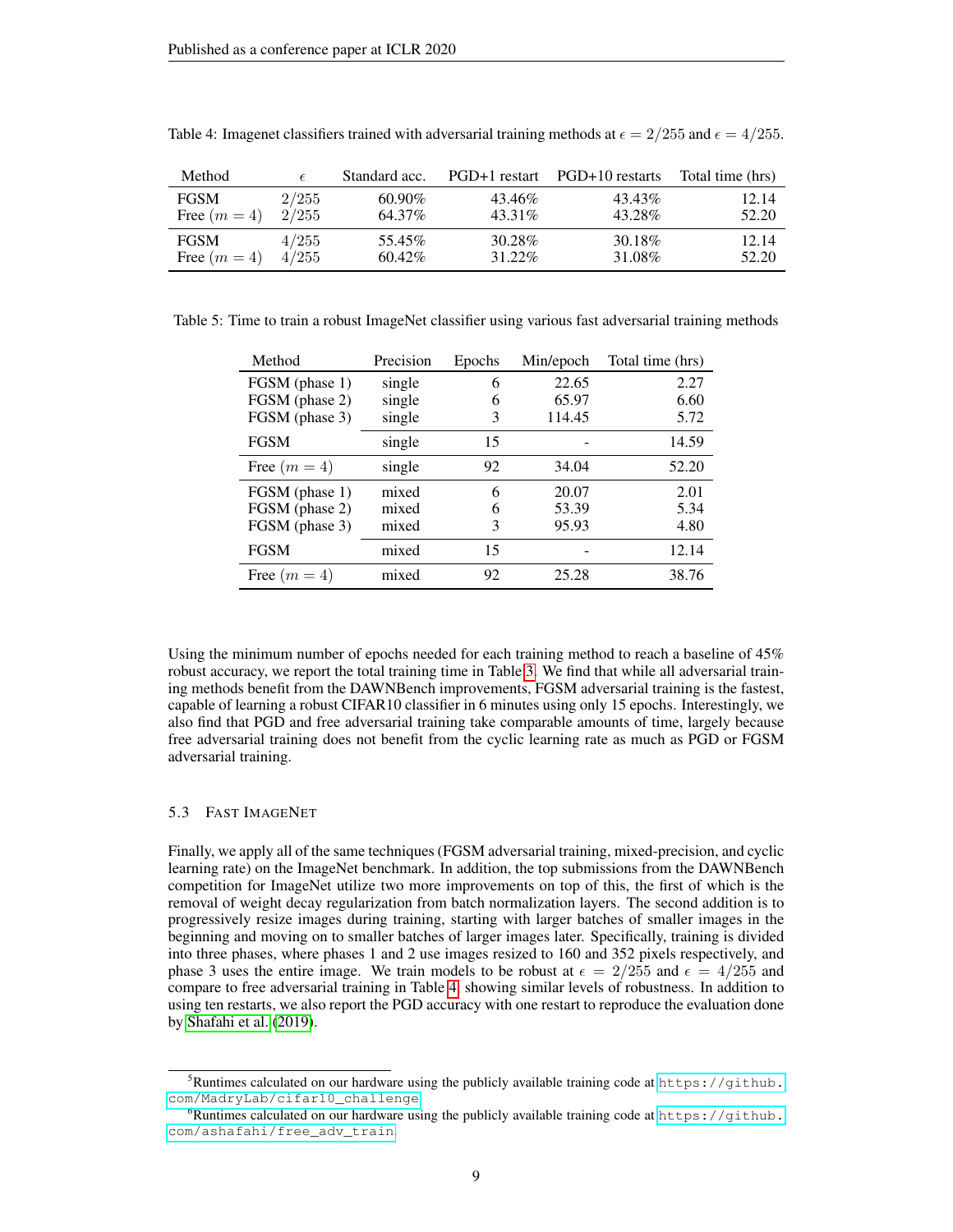Table 4: Imagenet classifiers trained with adversarial training methods at $\epsilon = 2/255$ and $\epsilon = 4/255$.

| Method | $\epsilon$ | Standard acc. | PGD+1 restart | PGD+10 restarts | Total time (hrs) |
|---|---|---|---|---|---|
| FGSM | $2/255$ | 60.90% | 43.46% | 43.43% | 12.14 |
| Free ($m = 4$) | $2/255$ | 64.37% | 43.31% | 43.28% | 52.20 |
| FGSM | $4/255$ | 55.45% | 30.28% | 30.18% | 12.14 |
| Free ($m = 4$) | $4/255$ | 60.42% | 31.22% | 31.08% | 52.20 |

Table 5: Time to train a robust ImageNet classifier using various fast adversarial training methods

| Method | Precision | Epochs | Min/epoch | Total time (hrs) |
|---|---|---|---|---|
| FGSM (phase 1) | single | 6 | 22.65 | 2.27 |
| FGSM (phase 2) | single | 6 | 65.97 | 6.60 |
| FGSM (phase 3) | single | 3 | 114.45 | 5.72 |
| FGSM | single | 15 | - | 14.59 |
| Free ($m = 4$) | single | 92 | 34.04 | 52.20 |
| FGSM (phase 1) | mixed | 6 | 20.07 | 2.01 |
| FGSM (phase 2) | mixed | 6 | 53.39 | 5.34 |
| FGSM (phase 3) | mixed | 3 | 95.93 | 4.80 |
| FGSM | mixed | 15 | - | 12.14 |
| Free ($m = 4$) | mixed | 92 | 25.28 | 38.76 |

Using the minimum number of epochs needed for each training method to reach a baseline of 45% robust accuracy, we report the total training time in Table 3. We find that while all adversarial training methods benefit from the DAWNBench improvements, FGSM adversarial training is the fastest, capable of learning a robust CIFAR10 classifier in 6 minutes using only 15 epochs. Interestingly, we also find that PGD and free adversarial training take comparable amounts of time, largely because free adversarial training does not benefit from the cyclic learning rate as much as PGD or FGSM adversarial training.

### 5.3 Fast ImageNet

Finally, we apply all of the same techniques (FGSM adversarial training, mixed-precision, and cyclic learning rate) on the ImageNet benchmark. In addition, the top submissions from the DAWNBench competition for ImageNet utilize two more improvements on top of this, the first of which is the removal of weight decay regularization from batch normalization layers. The second addition is to progressively resize images during training, starting with larger batches of smaller images in the beginning and moving on to smaller batches of larger images later. Specifically, training is divided into three phases, where phases 1 and 2 use images resized to 160 and 352 pixels respectively, and phase 3 uses the entire image. We train models to be robust at $\epsilon = 2/255$ and $\epsilon = 4/255$ and compare to free adversarial training in Table 4, showing similar levels of robustness. In addition to using ten restarts, we also report the PGD accuracy with one restart to reproduce the evaluation done by Shafahi et al. (2019).

[5] Runtimes calculated on our hardware using the publicly available training code at https://github.com/MadryLab/cifar10_challenge.

[6] Runtimes calculated on our hardware using the publicly available training code at https://github.com/ashafahi/free_adv_train.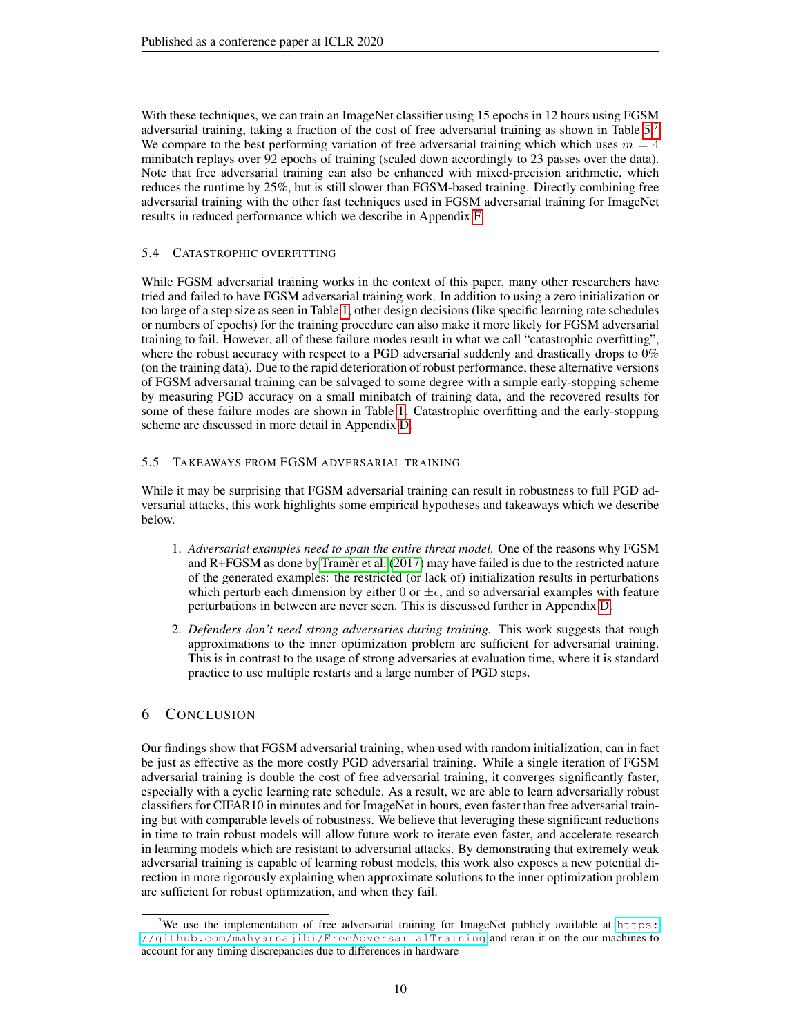With these techniques, we can train an ImageNet classifier using 15 epochs in 12 hours using FGSM adversarial training, taking a fraction of the cost of free adversarial training as shown in Table 5.[7] We compare to the best performing variation of free adversarial training which which uses $m = 4$ minibatch replays over 92 epochs of training (scaled down accordingly to 23 passes over the data). Note that free adversarial training can also be enhanced with mixed-precision arithmetic, which reduces the runtime by 25%, but is still slower than FGSM-based training. Directly combining free adversarial training with the other fast techniques used in FGSM adversarial training for ImageNet results in reduced performance which we describe in Appendix F.

### 5.4 Catastrophic overfitting

While FGSM adversarial training works in the context of this paper, many other researchers have tried and failed to have FGSM adversarial training work. In addition to using a zero initialization or too large of a step size as seen in Table 1, other design decisions (like specific learning rate schedules or numbers of epochs) for the training procedure can also make it more likely for FGSM adversarial training to fail. However, all of these failure modes result in what we call "catastrophic overfitting", where the robust accuracy with respect to a PGD adversarial suddenly and drastically drops to 0% (on the training data). Due to the rapid deterioration of robust performance, these alternative versions of FGSM adversarial training can be salvaged to some degree with a simple early-stopping scheme by measuring PGD accuracy on a small minibatch of training data, and the recovered results for some of these failure modes are shown in Table 1. Catastrophic overfitting and the early-stopping scheme are discussed in more detail in Appendix D.

### 5.5 Takeaways from FGSM adversarial training

While it may be surprising that FGSM adversarial training can result in robustness to full PGD adversarial attacks, this work highlights some empirical hypotheses and takeaways which we describe below.

1. *Adversarial examples need to span the entire threat model.* One of the reasons why FGSM and R+FGSM as done by Tramèr et al. (2017) may have failed is due to the restricted nature of the generated examples: the restricted (or lack of) initialization results in perturbations which perturb each dimension by either 0 or $\pm\epsilon$, and so adversarial examples with feature perturbations in between are never seen. This is discussed further in Appendix D.
2. *Defenders don't need strong adversaries during training.* This work suggests that rough approximations to the inner optimization problem are sufficient for adversarial training. This is in contrast to the usage of strong adversaries at evaluation time, where it is standard practice to use multiple restarts and a large number of PGD steps.

## 6 Conclusion

Our findings show that FGSM adversarial training, when used with random initialization, can in fact be just as effective as the more costly PGD adversarial training. While a single iteration of FGSM adversarial training is double the cost of free adversarial training, it converges significantly faster, especially with a cyclic learning rate schedule. As a result, we are able to learn adversarially robust classifiers for CIFAR10 in minutes and for ImageNet in hours, even faster than free adversarial training but with comparable levels of robustness. We believe that leveraging these significant reductions in time to train robust models will allow future work to iterate even faster, and accelerate research in learning models which are resistant to adversarial attacks. By demonstrating that extremely weak adversarial training is capable of learning robust models, this work also exposes a new potential direction in more rigorously explaining when approximate solutions to the inner optimization problem are sufficient for robust optimization, and when they fail.

[7] We use the implementation of free adversarial training for ImageNet publicly available at https://github.com/mahyarnajibi/FreeAdversarialTraining and reran it on the our machines to account for any timing discrepancies due to differences in hardware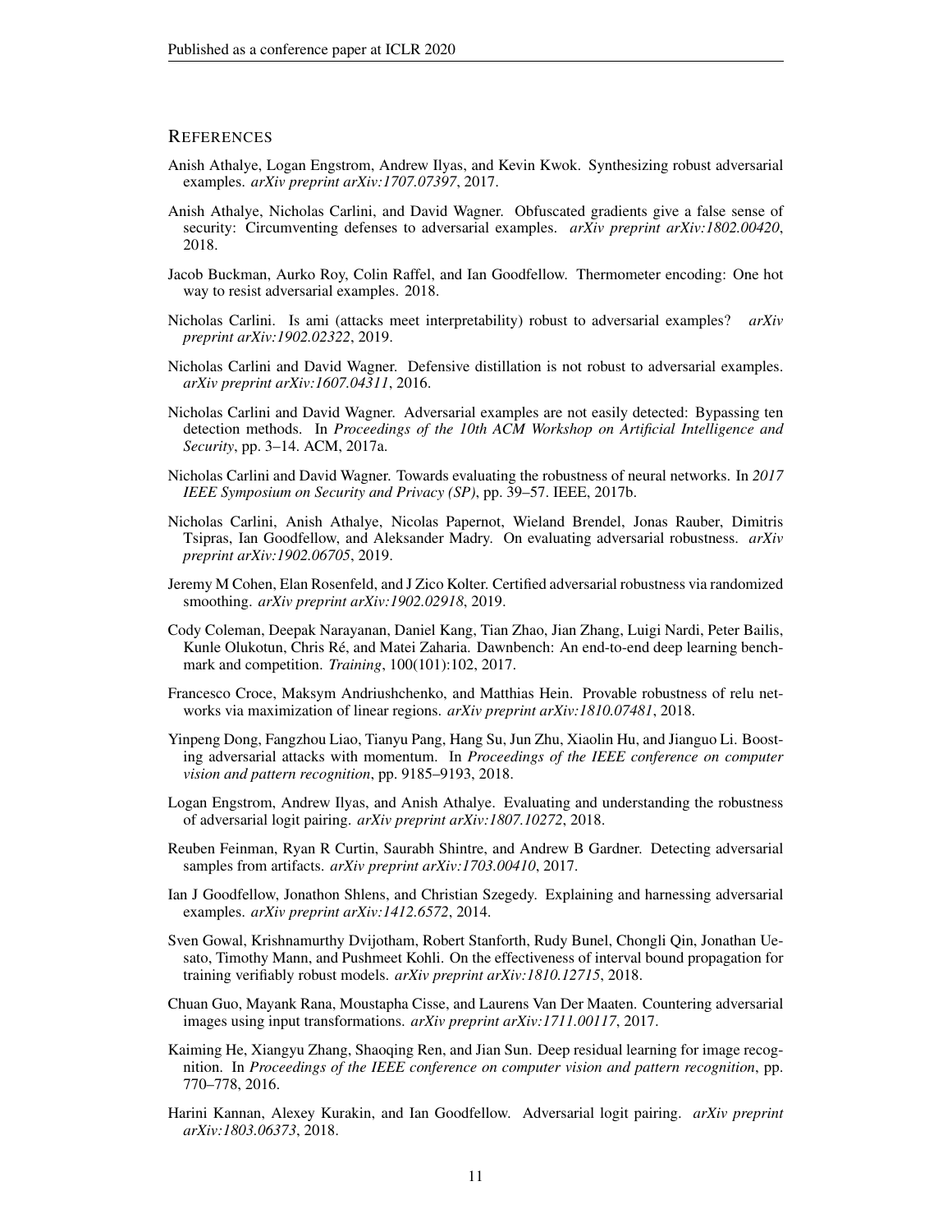## REFERENCES

Anish Athalye, Logan Engstrom, Andrew Ilyas, and Kevin Kwok. Synthesizing robust adversarial examples. *arXiv preprint arXiv:1707.07397*, 2017.

Anish Athalye, Nicholas Carlini, and David Wagner. Obfuscated gradients give a false sense of security: Circumventing defenses to adversarial examples. *arXiv preprint arXiv:1802.00420*, 2018.

Jacob Buckman, Aurko Roy, Colin Raffel, and Ian Goodfellow. Thermometer encoding: One hot way to resist adversarial examples. 2018.

Nicholas Carlini. Is ami (attacks meet interpretability) robust to adversarial examples? *arXiv preprint arXiv:1902.02322*, 2019.

Nicholas Carlini and David Wagner. Defensive distillation is not robust to adversarial examples. *arXiv preprint arXiv:1607.04311*, 2016.

Nicholas Carlini and David Wagner. Adversarial examples are not easily detected: Bypassing ten detection methods. In *Proceedings of the 10th ACM Workshop on Artificial Intelligence and Security*, pp. 3–14. ACM, 2017a.

Nicholas Carlini and David Wagner. Towards evaluating the robustness of neural networks. In *2017 IEEE Symposium on Security and Privacy (SP)*, pp. 39–57. IEEE, 2017b.

Nicholas Carlini, Anish Athalye, Nicolas Papernot, Wieland Brendel, Jonas Rauber, Dimitris Tsipras, Ian Goodfellow, and Aleksander Madry. On evaluating adversarial robustness. *arXiv preprint arXiv:1902.06705*, 2019.

Jeremy M Cohen, Elan Rosenfeld, and J Zico Kolter. Certified adversarial robustness via randomized smoothing. *arXiv preprint arXiv:1902.02918*, 2019.

Cody Coleman, Deepak Narayanan, Daniel Kang, Tian Zhao, Jian Zhang, Luigi Nardi, Peter Bailis, Kunle Olukotun, Chris Ré, and Matei Zaharia. Dawnbench: An end-to-end deep learning benchmark and competition. *Training*, 100(101):102, 2017.

Francesco Croce, Maksym Andriushchenko, and Matthias Hein. Provable robustness of relu networks via maximization of linear regions. *arXiv preprint arXiv:1810.07481*, 2018.

Yinpeng Dong, Fangzhou Liao, Tianyu Pang, Hang Su, Jun Zhu, Xiaolin Hu, and Jianguo Li. Boosting adversarial attacks with momentum. In *Proceedings of the IEEE conference on computer vision and pattern recognition*, pp. 9185–9193, 2018.

Logan Engstrom, Andrew Ilyas, and Anish Athalye. Evaluating and understanding the robustness of adversarial logit pairing. *arXiv preprint arXiv:1807.10272*, 2018.

Reuben Feinman, Ryan R Curtin, Saurabh Shintre, and Andrew B Gardner. Detecting adversarial samples from artifacts. *arXiv preprint arXiv:1703.00410*, 2017.

Ian J Goodfellow, Jonathon Shlens, and Christian Szegedy. Explaining and harnessing adversarial examples. *arXiv preprint arXiv:1412.6572*, 2014.

Sven Gowal, Krishnamurthy Dvijotham, Robert Stanforth, Rudy Bunel, Chongli Qin, Jonathan Uesato, Timothy Mann, and Pushmeet Kohli. On the effectiveness of interval bound propagation for training verifiably robust models. *arXiv preprint arXiv:1810.12715*, 2018.

Chuan Guo, Mayank Rana, Moustapha Cisse, and Laurens Van Der Maaten. Countering adversarial images using input transformations. *arXiv preprint arXiv:1711.00117*, 2017.

Kaiming He, Xiangyu Zhang, Shaoqing Ren, and Jian Sun. Deep residual learning for image recognition. In *Proceedings of the IEEE conference on computer vision and pattern recognition*, pp. 770–778, 2016.

Harini Kannan, Alexey Kurakin, and Ian Goodfellow. Adversarial logit pairing. *arXiv preprint arXiv:1803.06373*, 2018.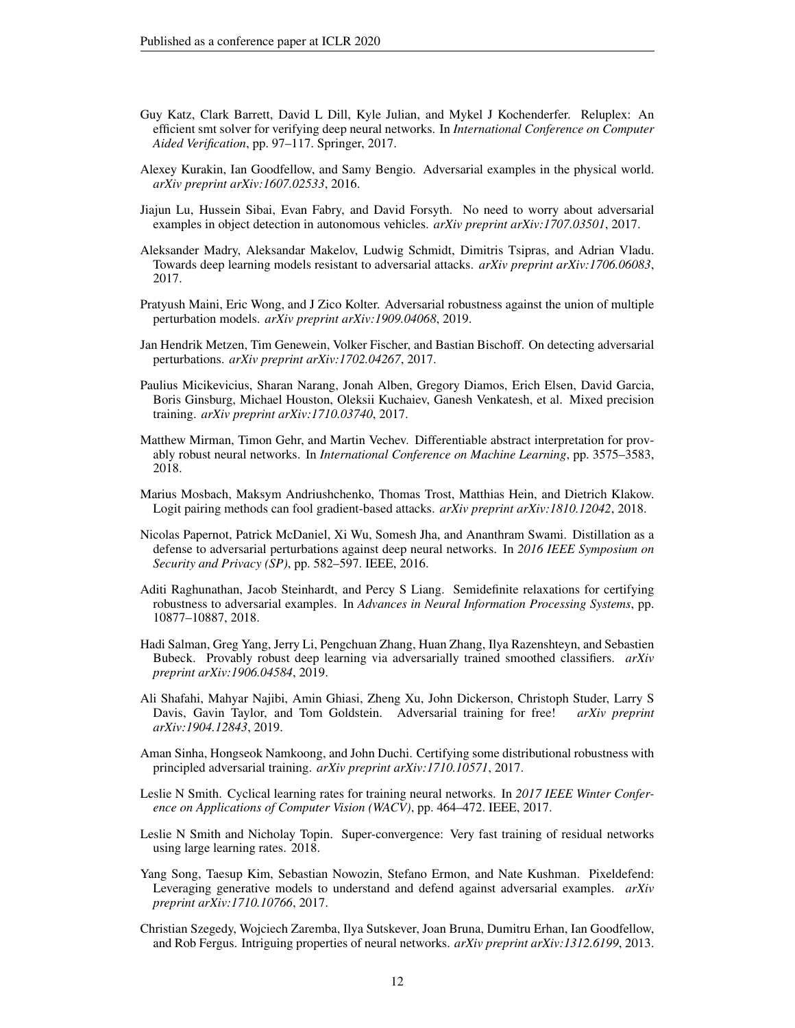Guy Katz, Clark Barrett, David L Dill, Kyle Julian, and Mykel J Kochenderfer. Reluplex: An efficient smt solver for verifying deep neural networks. In *International Conference on Computer Aided Verification*, pp. 97–117. Springer, 2017.

Alexey Kurakin, Ian Goodfellow, and Samy Bengio. Adversarial examples in the physical world. *arXiv preprint arXiv:1607.02533*, 2016.

Jiajun Lu, Hussein Sibai, Evan Fabry, and David Forsyth. No need to worry about adversarial examples in object detection in autonomous vehicles. *arXiv preprint arXiv:1707.03501*, 2017.

Aleksander Madry, Aleksandar Makelov, Ludwig Schmidt, Dimitris Tsipras, and Adrian Vladu. Towards deep learning models resistant to adversarial attacks. *arXiv preprint arXiv:1706.06083*, 2017.

Pratyush Maini, Eric Wong, and J Zico Kolter. Adversarial robustness against the union of multiple perturbation models. *arXiv preprint arXiv:1909.04068*, 2019.

Jan Hendrik Metzen, Tim Genewein, Volker Fischer, and Bastian Bischoff. On detecting adversarial perturbations. *arXiv preprint arXiv:1702.04267*, 2017.

Paulius Micikevicius, Sharan Narang, Jonah Alben, Gregory Diamos, Erich Elsen, David Garcia, Boris Ginsburg, Michael Houston, Oleksii Kuchaiev, Ganesh Venkatesh, et al. Mixed precision training. *arXiv preprint arXiv:1710.03740*, 2017.

Matthew Mirman, Timon Gehr, and Martin Vechev. Differentiable abstract interpretation for provably robust neural networks. In *International Conference on Machine Learning*, pp. 3575–3583, 2018.

Marius Mosbach, Maksym Andriushchenko, Thomas Trost, Matthias Hein, and Dietrich Klakow. Logit pairing methods can fool gradient-based attacks. *arXiv preprint arXiv:1810.12042*, 2018.

Nicolas Papernot, Patrick McDaniel, Xi Wu, Somesh Jha, and Ananthram Swami. Distillation as a defense to adversarial perturbations against deep neural networks. In *2016 IEEE Symposium on Security and Privacy (SP)*, pp. 582–597. IEEE, 2016.

Aditi Raghunathan, Jacob Steinhardt, and Percy S Liang. Semidefinite relaxations for certifying robustness to adversarial examples. In *Advances in Neural Information Processing Systems*, pp. 10877–10887, 2018.

Hadi Salman, Greg Yang, Jerry Li, Pengchuan Zhang, Huan Zhang, Ilya Razenshteyn, and Sebastien Bubeck. Provably robust deep learning via adversarially trained smoothed classifiers. *arXiv preprint arXiv:1906.04584*, 2019.

Ali Shafahi, Mahyar Najibi, Amin Ghiasi, Zheng Xu, John Dickerson, Christoph Studer, Larry S Davis, Gavin Taylor, and Tom Goldstein. Adversarial training for free! *arXiv preprint arXiv:1904.12843*, 2019.

Aman Sinha, Hongseok Namkoong, and John Duchi. Certifying some distributional robustness with principled adversarial training. *arXiv preprint arXiv:1710.10571*, 2017.

Leslie N Smith. Cyclical learning rates for training neural networks. In *2017 IEEE Winter Conference on Applications of Computer Vision (WACV)*, pp. 464–472. IEEE, 2017.

Leslie N Smith and Nicholay Topin. Super-convergence: Very fast training of residual networks using large learning rates. 2018.

Yang Song, Taesup Kim, Sebastian Nowozin, Stefano Ermon, and Nate Kushman. Pixeldefend: Leveraging generative models to understand and defend against adversarial examples. *arXiv preprint arXiv:1710.10766*, 2017.

Christian Szegedy, Wojciech Zaremba, Ilya Sutskever, Joan Bruna, Dumitru Erhan, Ian Goodfellow, and Rob Fergus. Intriguing properties of neural networks. *arXiv preprint arXiv:1312.6199*, 2013.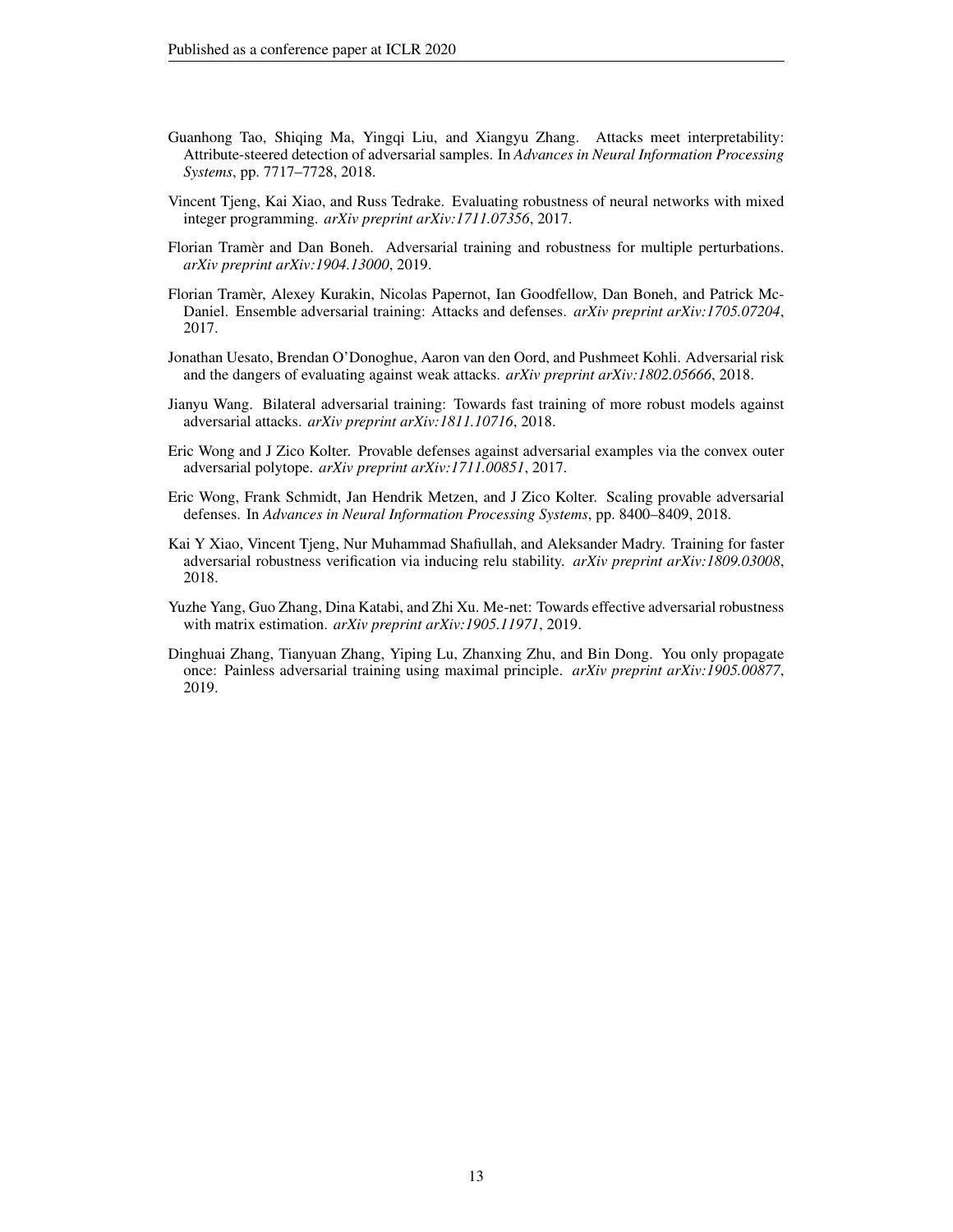Guanhong Tao, Shiqing Ma, Yingqi Liu, and Xiangyu Zhang. Attacks meet interpretability: Attribute-steered detection of adversarial samples. In *Advances in Neural Information Processing Systems*, pp. 7717–7728, 2018.

Vincent Tjeng, Kai Xiao, and Russ Tedrake. Evaluating robustness of neural networks with mixed integer programming. *arXiv preprint arXiv:1711.07356*, 2017.

Florian Tramèr and Dan Boneh. Adversarial training and robustness for multiple perturbations. *arXiv preprint arXiv:1904.13000*, 2019.

Florian Tramèr, Alexey Kurakin, Nicolas Papernot, Ian Goodfellow, Dan Boneh, and Patrick McDaniel. Ensemble adversarial training: Attacks and defenses. *arXiv preprint arXiv:1705.07204*, 2017.

Jonathan Uesato, Brendan O'Donoghue, Aaron van den Oord, and Pushmeet Kohli. Adversarial risk and the dangers of evaluating against weak attacks. *arXiv preprint arXiv:1802.05666*, 2018.

Jianyu Wang. Bilateral adversarial training: Towards fast training of more robust models against adversarial attacks. *arXiv preprint arXiv:1811.10716*, 2018.

Eric Wong and J Zico Kolter. Provable defenses against adversarial examples via the convex outer adversarial polytope. *arXiv preprint arXiv:1711.00851*, 2017.

Eric Wong, Frank Schmidt, Jan Hendrik Metzen, and J Zico Kolter. Scaling provable adversarial defenses. In *Advances in Neural Information Processing Systems*, pp. 8400–8409, 2018.

Kai Y Xiao, Vincent Tjeng, Nur Muhammad Shafiullah, and Aleksander Madry. Training for faster adversarial robustness verification via inducing relu stability. *arXiv preprint arXiv:1809.03008*, 2018.

Yuzhe Yang, Guo Zhang, Dina Katabi, and Zhi Xu. Me-net: Towards effective adversarial robustness with matrix estimation. *arXiv preprint arXiv:1905.11971*, 2019.

Dinghuai Zhang, Tianyuan Zhang, Yiping Lu, Zhanxing Zhu, and Bin Dong. You only propagate once: Painless adversarial training using maximal principle. *arXiv preprint arXiv:1905.00877*, 2019.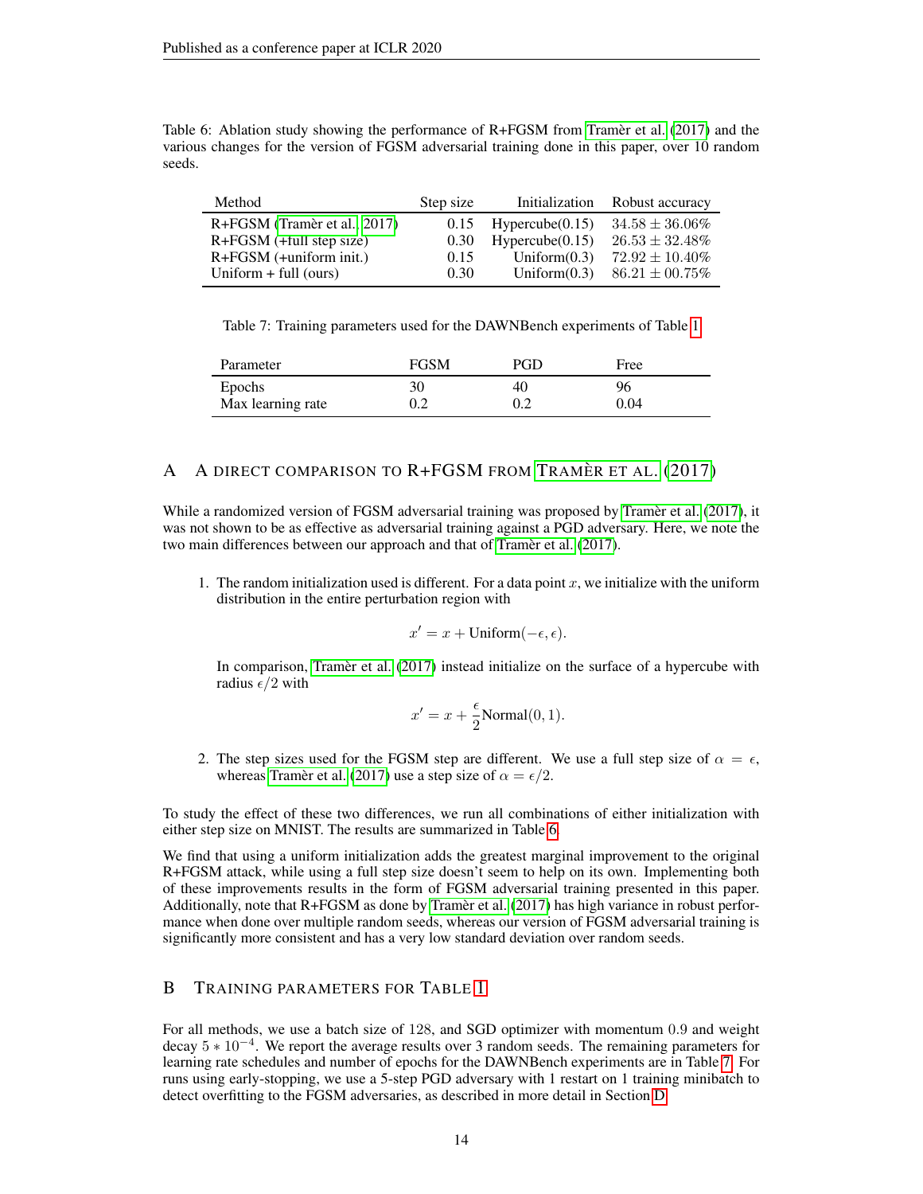Table 6: Ablation study showing the performance of R+FGSM from Tramèr et al. (2017) and the various changes for the version of FGSM adversarial training done in this paper, over 10 random seeds.

| Method | Step size | Initialization | Robust accuracy |
|---|---|---|---|
| R+FGSM (Tramèr et al., 2017) | 0.15 | Hypercube(0.15) | $34.58 \pm 36.06\%$ |
| R+FGSM (+full step size) | 0.30 | Hypercube(0.15) | $26.53 \pm 32.48\%$ |
| R+FGSM (+uniform init.) | 0.15 | Uniform(0.3) | $72.92 \pm 10.40\%$ |
| Uniform + full (ours) | 0.30 | Uniform(0.3) | $86.21 \pm 00.75\%$ |

Table 7: Training parameters used for the DAWNBench experiments of Table 1

| Parameter | FGSM | PGD | Free |
|---|---|---|---|
| Epochs | 30 | 40 | 96 |
| Max learning rate | 0.2 | 0.2 | 0.04 |

# A A DIRECT COMPARISON TO R+FGSM FROM TRAMÈR ET AL. (2017)

While a randomized version of FGSM adversarial training was proposed by Tramèr et al. (2017), it was not shown to be as effective as adversarial training against a PGD adversary. Here, we note the two main differences between our approach and that of Tramèr et al. (2017).

1. The random initialization used is different. For a data point $x$, we initialize with the uniform distribution in the entire perturbation region with

$$x' = x + \text{Uniform}(-\epsilon, \epsilon).$$

   In comparison, Tramèr et al. (2017) instead initialize on the surface of a hypercube with radius $\epsilon/2$ with

$$x' = x + \frac{\epsilon}{2}\text{Normal}(0, 1).$$

2. The step sizes used for the FGSM step are different. We use a full step size of $\alpha = \epsilon$, whereas Tramèr et al. (2017) use a step size of $\alpha = \epsilon/2$.

To study the effect of these two differences, we run all combinations of either initialization with either step size on MNIST. The results are summarized in Table 6.

We find that using a uniform initialization adds the greatest marginal improvement to the original R+FGSM attack, while using a full step size doesn't seem to help on its own. Implementing both of these improvements results in the form of FGSM adversarial training presented in this paper. Additionally, note that R+FGSM as done by Tramèr et al. (2017) has high variance in robust performance when done over multiple random seeds, whereas our version of FGSM adversarial training is significantly more consistent and has a very low standard deviation over random seeds.

# B TRAINING PARAMETERS FOR TABLE 1

For all methods, we use a batch size of 128, and SGD optimizer with momentum 0.9 and weight decay $5 * 10^{-4}$. We report the average results over 3 random seeds. The remaining parameters for learning rate schedules and number of epochs for the DAWNBench experiments are in Table 7. For runs using early-stopping, we use a 5-step PGD adversary with 1 restart on 1 training minibatch to detect overfitting to the FGSM adversaries, as described in more detail in Section D.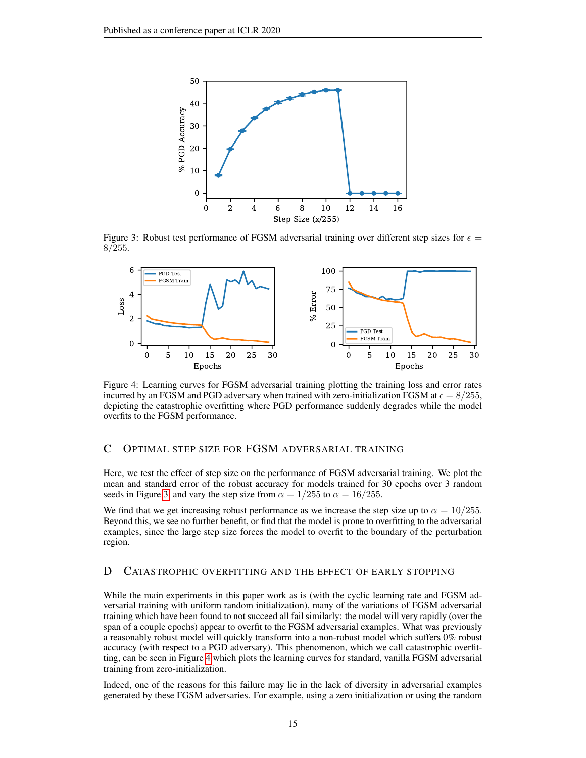Figure 3: Robust test performance of FGSM adversarial training over different step sizes for $\epsilon = 8/255$.

Figure 4: Learning curves for FGSM adversarial training plotting the training loss and error rates incurred by an FGSM and PGD adversary when trained with zero-initialization FGSM at $\epsilon = 8/255$, depicting the catastrophic overfitting where PGD performance suddenly degrades while the model overfits to the FGSM performance.

## C Optimal step size for FGSM adversarial training

Here, we test the effect of step size on the performance of FGSM adversarial training. We plot the mean and standard error of the robust accuracy for models trained for 30 epochs over 3 random seeds in Figure 3 and vary the step size from $\alpha = 1/255$ to $\alpha = 16/255$.

We find that we get increasing robust performance as we increase the step size up to $\alpha = 10/255$. Beyond this, we see no further benefit, or find that the model is prone to overfitting to the adversarial examples, since the large step size forces the model to overfit to the boundary of the perturbation region.

## D Catastrophic overfitting and the effect of early stopping

While the main experiments in this paper work as is (with the cyclic learning rate and FGSM adversarial training with uniform random initialization), many of the variations of FGSM adversarial training which have been found to not succeed all fail similarly: the model will very rapidly (over the span of a couple epochs) appear to overfit to the FGSM adversarial examples. What was previously a reasonably robust model will quickly transform into a non-robust model which suffers 0% robust accuracy (with respect to a PGD adversary). This phenomenon, which we call catastrophic overfitting, can be seen in Figure 4 which plots the learning curves for standard, vanilla FGSM adversarial training from zero-initialization.

Indeed, one of the reasons for this failure may lie in the lack of diversity in adversarial examples generated by these FGSM adversaries. For example, using a zero initialization or using the random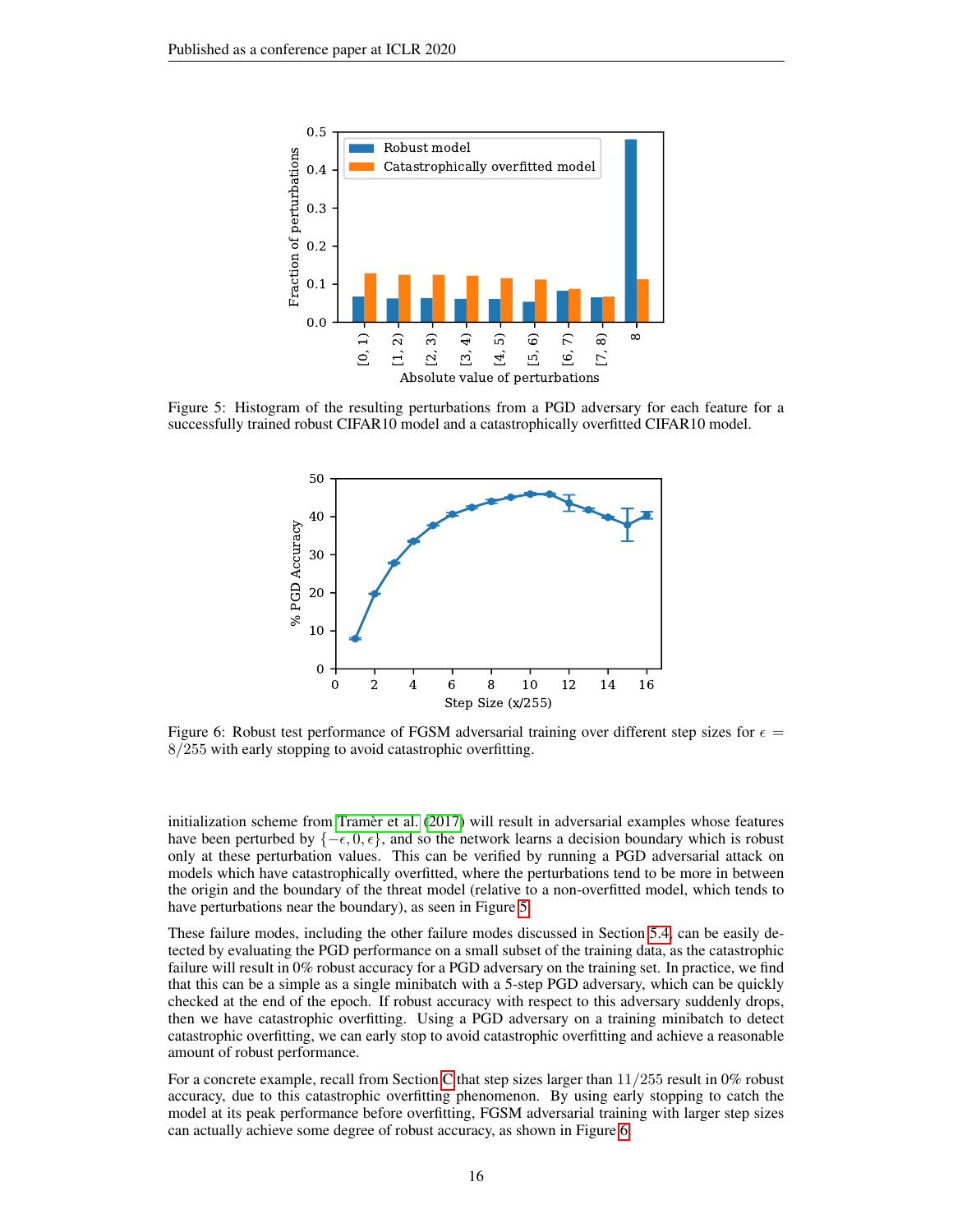Figure 5: Histogram of the resulting perturbations from a PGD adversary for each feature for a successfully trained robust CIFAR10 model and a catastrophically overfitted CIFAR10 model.

Figure 6: Robust test performance of FGSM adversarial training over different step sizes for $\epsilon = 8/255$ with early stopping to avoid catastrophic overfitting.

initialization scheme from Tramèr et al. (2017) will result in adversarial examples whose features have been perturbed by $\{-\epsilon, 0, \epsilon\}$, and so the network learns a decision boundary which is robust only at these perturbation values. This can be verified by running a PGD adversarial attack on models which have catastrophically overfitted, where the perturbations tend to be more in between the origin and the boundary of the threat model (relative to a non-overfitted model, which tends to have perturbations near the boundary), as seen in Figure 5.

These failure modes, including the other failure modes discussed in Section 5.4, can be easily detected by evaluating the PGD performance on a small subset of the training data, as the catastrophic failure will result in 0% robust accuracy for a PGD adversary on the training set. In practice, we find that this can be a simple as a single minibatch with a 5-step PGD adversary, which can be quickly checked at the end of the epoch. If robust accuracy with respect to this adversary suddenly drops, then we have catastrophic overfitting. Using a PGD adversary on a training minibatch to detect catastrophic overfitting, we can early stop to avoid catastrophic overfitting and achieve a reasonable amount of robust performance.

For a concrete example, recall from Section C that step sizes larger than $11/255$ result in 0% robust accuracy, due to this catastrophic overfitting phenomenon. By using early stopping to catch the model at its peak performance before overfitting, FGSM adversarial training with larger step sizes can actually achieve some degree of robust accuracy, as shown in Figure 6.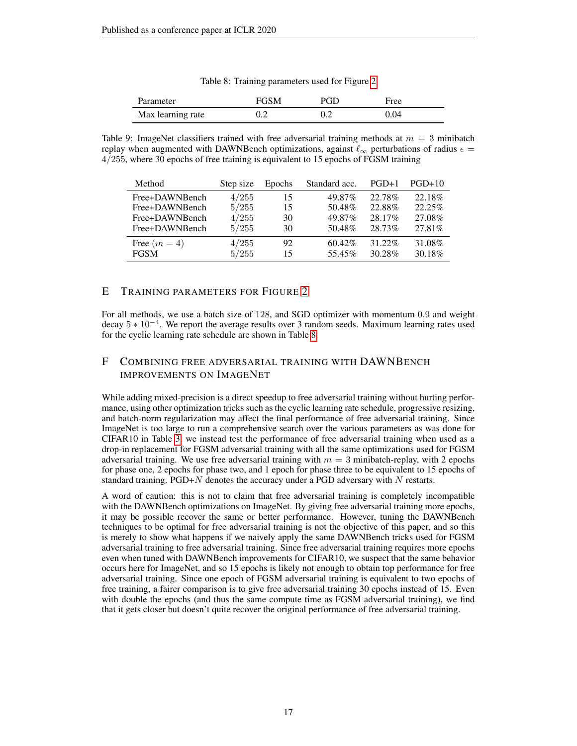Table 8: Training parameters used for Figure 2

| Parameter | FGSM | PGD | Free |
|---|---|---|---|
| Max learning rate | 0.2 | 0.2 | 0.04 |

Table 9: ImageNet classifiers trained with free adversarial training methods at $m = 3$ minibatch replay when augmented with DAWNBench optimizations, against $\ell_\infty$ perturbations of radius $\epsilon = 4/255$, where 30 epochs of free training is equivalent to 15 epochs of FGSM training

| Method | Step size | Epochs | Standard acc. | PGD+1 | PGD+10 |
|---|---|---|---|---|---|
| Free+DAWNBench | $4/255$ | 15 | 49.87% | 22.78% | 22.18% |
| Free+DAWNBench | $5/255$ | 15 | 50.48% | 22.88% | 22.25% |
| Free+DAWNBench | $4/255$ | 30 | 49.87% | 28.17% | 27.08% |
| Free+DAWNBench | $5/255$ | 30 | 50.48% | 28.73% | 27.81% |
| Free ($m = 4$) | $4/255$ | 92 | 60.42% | 31.22% | 31.08% |
| FGSM | $5/255$ | 15 | 55.45% | 30.28% | 30.18% |

## E Training parameters for Figure 2

For all methods, we use a batch size of 128, and SGD optimizer with momentum 0.9 and weight decay $5 * 10^{-4}$. We report the average results over 3 random seeds. Maximum learning rates used for the cyclic learning rate schedule are shown in Table 8.

## F Combining free adversarial training with DAWNBench improvements on ImageNet

While adding mixed-precision is a direct speedup to free adversarial training without hurting performance, using other optimization tricks such as the cyclic learning rate schedule, progressive resizing, and batch-norm regularization may affect the final performance of free adversarial training. Since ImageNet is too large to run a comprehensive search over the various parameters as was done for CIFAR10 in Table 3, we instead test the performance of free adversarial training when used as a drop-in replacement for FGSM adversarial training with all the same optimizations used for FGSM adversarial training. We use free adversarial training with $m = 3$ minibatch-replay, with 2 epochs for phase one, 2 epochs for phase two, and 1 epoch for phase three to be equivalent to 15 epochs of standard training. PGD+$N$ denotes the accuracy under a PGD adversary with $N$ restarts.

A word of caution: this is not to claim that free adversarial training is completely incompatible with the DAWNBench optimizations on ImageNet. By giving free adversarial training more epochs, it may be possible recover the same or better performance. However, tuning the DAWNBench techniques to be optimal for free adversarial training is not the objective of this paper, and so this is merely to show what happens if we naively apply the same DAWNBench tricks used for FGSM adversarial training to free adversarial training. Since free adversarial training requires more epochs even when tuned with DAWNBench improvements for CIFAR10, we suspect that the same behavior occurs here for ImageNet, and so 15 epochs is likely not enough to obtain top performance for free adversarial training. Since one epoch of FGSM adversarial training is equivalent to two epochs of free training, a fairer comparison is to give free adversarial training 30 epochs instead of 15. Even with double the epochs (and thus the same compute time as FGSM adversarial training), we find that it gets closer but doesn't quite recover the original performance of free adversarial training.